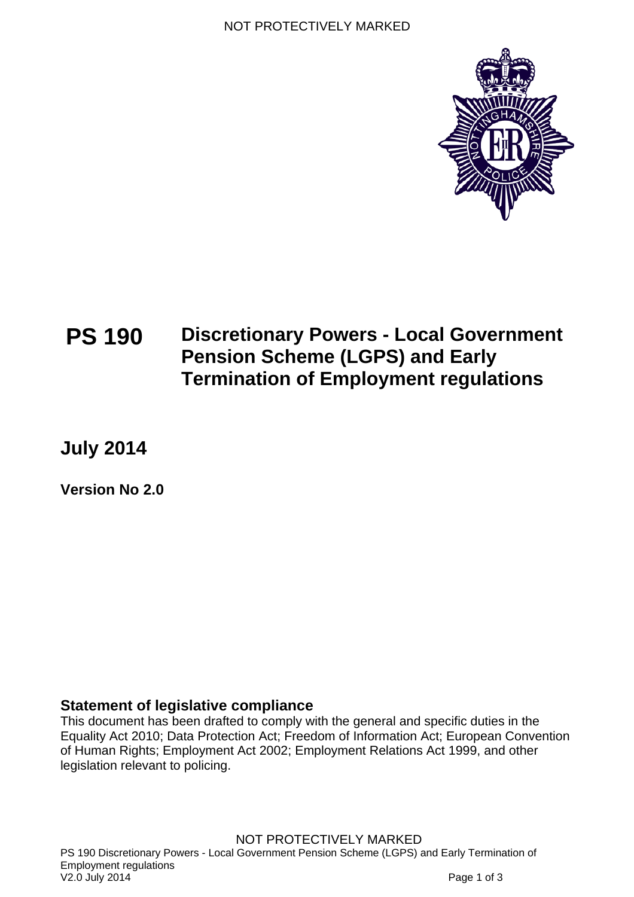# PS 190 Discretionary Powers - Local Government Pension Scheme (LGPS) and Early Termination of Employment regulations

## July 2014

**Version No 2.0**

### Statement of legislative compliance

This document has been drafted to comply with the general and specific duties in the Equality Act 2010; Data Protection Act; Freedom of Information Act; European Convention of Human Rights; Employment Act 2002; Employment Relations Act 1999, and other legislation relevant to policing.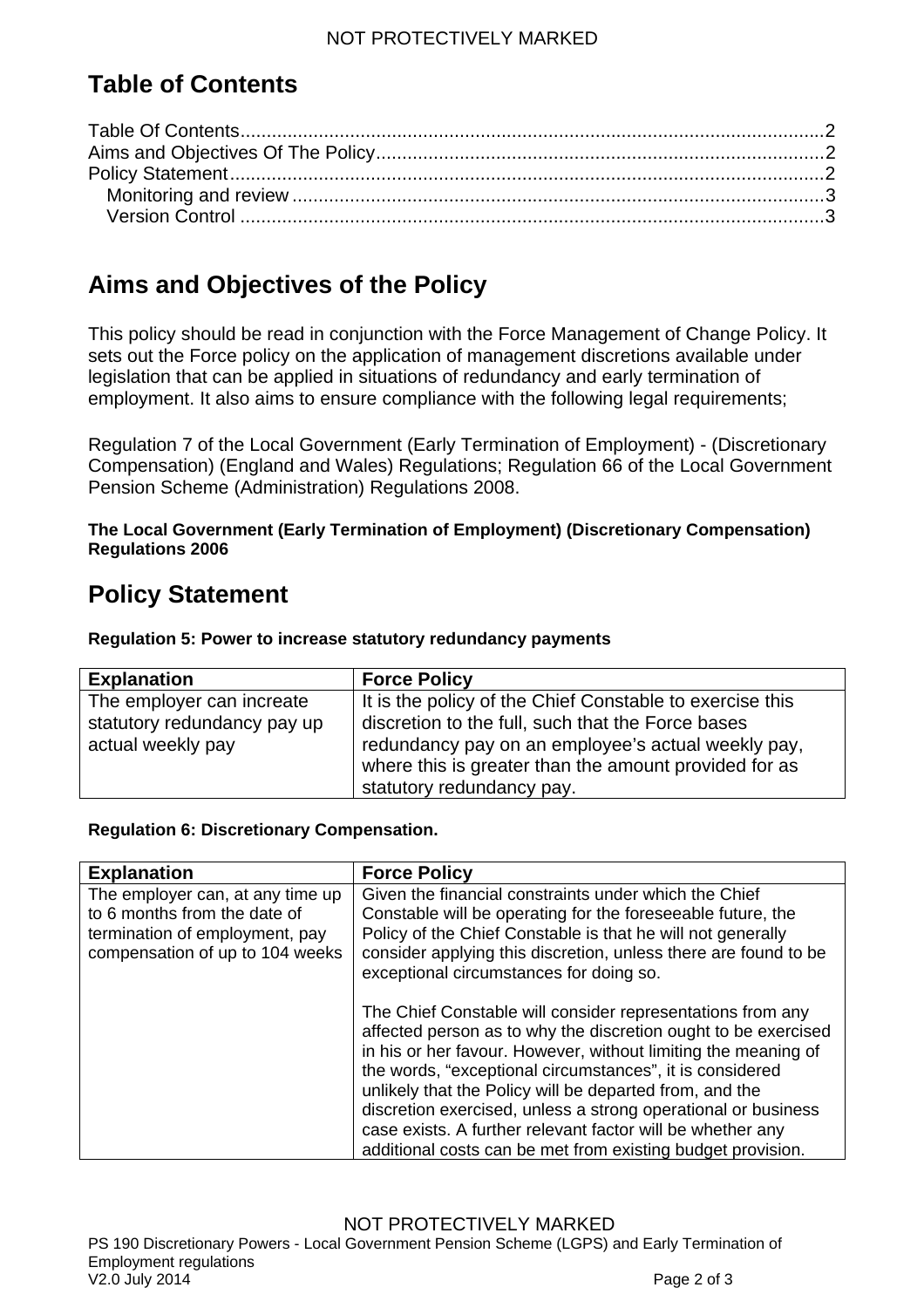# Table of Contents

Table Of Contents....................................................................................................2
Aims and Objectives Of The Policy......................................................................2
Policy Statement....................................................................................................2
Monitoring and review ..........................................................................................3
Version Control .....................................................................................................3

# Aims and Objectives of the Policy

This policy should be read in conjunction with the Force Management of Change Policy. It sets out the Force policy on the application of management discretions available under legislation that can be applied in situations of redundancy and early termination of employment. It also aims to ensure compliance with the following legal requirements;

Regulation 7 of the Local Government (Early Termination of Employment) - (Discretionary Compensation) (England and Wales) Regulations; Regulation 66 of the Local Government Pension Scheme (Administration) Regulations 2008.

**The Local Government (Early Termination of Employment) (Discretionary Compensation) Regulations 2006**

# Policy Statement

**Regulation 5: Power to increase statutory redundancy payments**

| Explanation | Force Policy |
|---|---|
| The employer can increate statutory redundancy pay up actual weekly pay | It is the policy of the Chief Constable to exercise this discretion to the full, such that the Force bases redundancy pay on an employee's actual weekly pay, where this is greater than the amount provided for as statutory redundancy pay. |

**Regulation 6: Discretionary Compensation.**

| Explanation | Force Policy |
|---|---|
| The employer can, at any time up to 6 months from the date of termination of employment, pay compensation of up to 104 weeks | Given the financial constraints under which the Chief Constable will be operating for the foreseeable future, the Policy of the Chief Constable is that he will not generally consider applying this discretion, unless there are found to be exceptional circumstances for doing so.<br><br>The Chief Constable will consider representations from any affected person as to why the discretion ought to be exercised in his or her favour. However, without limiting the meaning of the words, "exceptional circumstances", it is considered unlikely that the Policy will be departed from, and the discretion exercised, unless a strong operational or business case exists. A further relevant factor will be whether any additional costs can be met from existing budget provision. |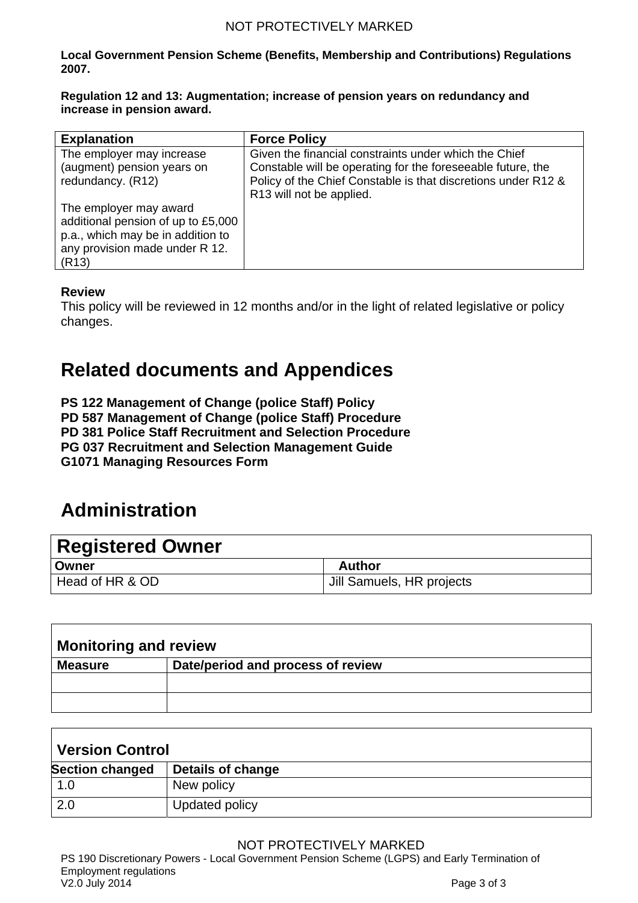**Local Government Pension Scheme (Benefits, Membership and Contributions) Regulations 2007.**

**Regulation 12 and 13: Augmentation; increase of pension years on redundancy and increase in pension award.**

| Explanation | Force Policy |
|---|---|
| The employer may increase (augment) pension years on redundancy. (R12)<br><br>The employer may award additional pension of up to £5,000 p.a., which may be in addition to any provision made under R 12. (R13) | Given the financial constraints under which the Chief Constable will be operating for the foreseeable future, the Policy of the Chief Constable is that discretions under R12 & R13 will not be applied. |

**Review**
This policy will be reviewed in 12 months and/or in the light of related legislative or policy changes.

# Related documents and Appendices

**PS 122 Management of Change (police Staff) Policy**
**PD 587 Management of Change (police Staff) Procedure**
**PD 381 Police Staff Recruitment and Selection Procedure**
**PG 037 Recruitment and Selection Management Guide**
**G1071 Managing Resources Form**

# Administration

| Registered Owner | |
|---|---|
| **Owner** | **Author** |
| Head of HR & OD | Jill Samuels, HR projects |

| Monitoring and review | |
|---|---|
| **Measure** | **Date/period and process of review** |
| | |
| | |

| Version Control | |
|---|---|
| **Section changed** | **Details of change** |
| 1.0 | New policy |
| 2.0 | Updated policy |

PS 190 Discretionary Powers - Local Government Pension Scheme (LGPS) and Early Termination of Employment regulations
V2.0 July 2014